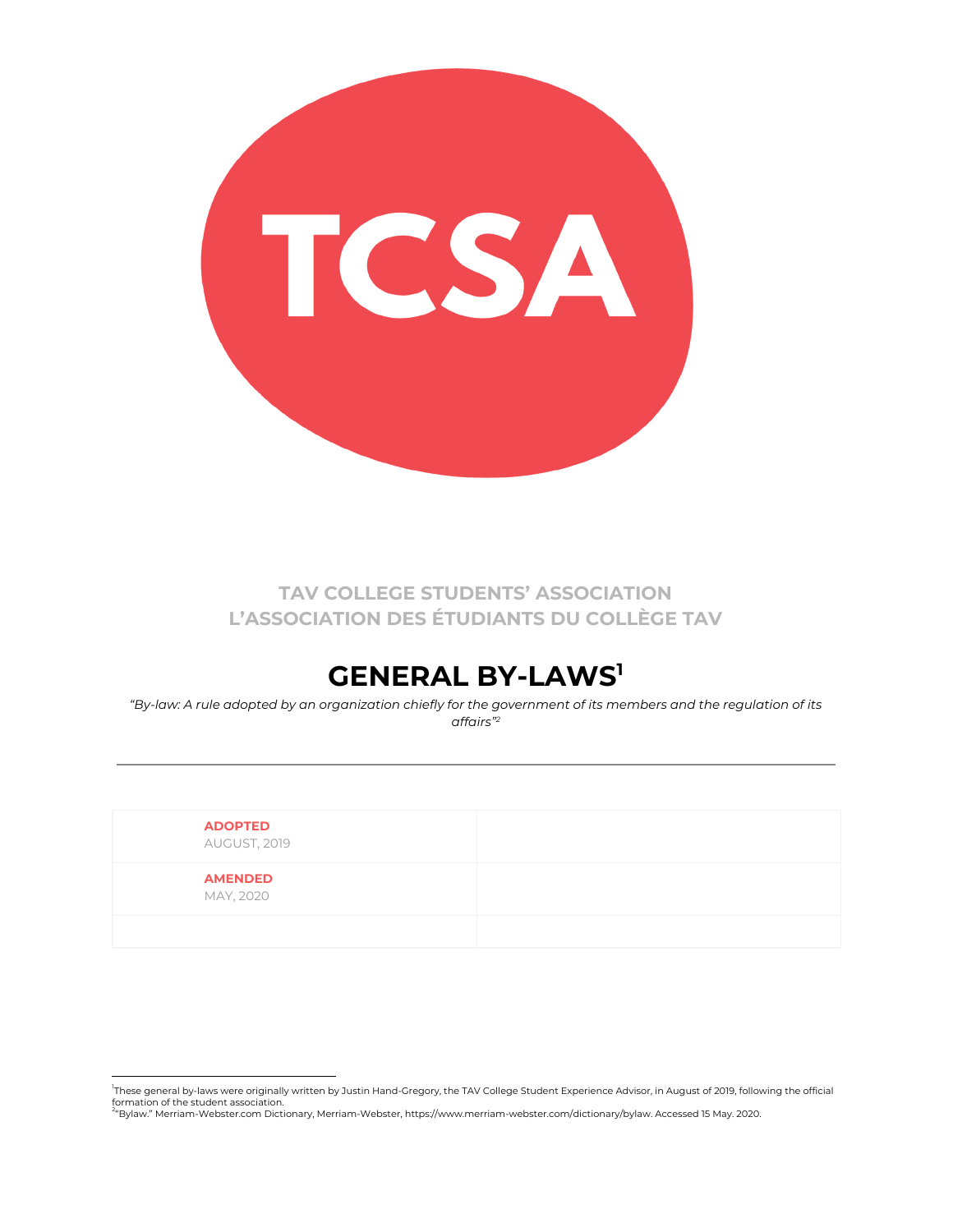TCSA

**TAV COLLEGE STUDENTS' ASSOCIATION**
**L'ASSOCIATION DES ÉTUDIANTS DU COLLÈGE TAV**

# GENERAL BY-LAWS[1]

*"By-law: A rule adopted by an organization chiefly for the government of its members and the regulation of its affairs"[2]*

---

| | |
|---|---|
| **ADOPTED** AUGUST, 2019 | |
| **AMENDED** MAY, 2020 | |
| | |

---

[1] These general by-laws were originally written by Justin Hand-Gregory, the TAV College Student Experience Advisor, in August of 2019, following the official formation of the student association.

[2] "Bylaw." Merriam-Webster.com Dictionary, Merriam-Webster, https://www.merriam-webster.com/dictionary/bylaw. Accessed 15 May. 2020.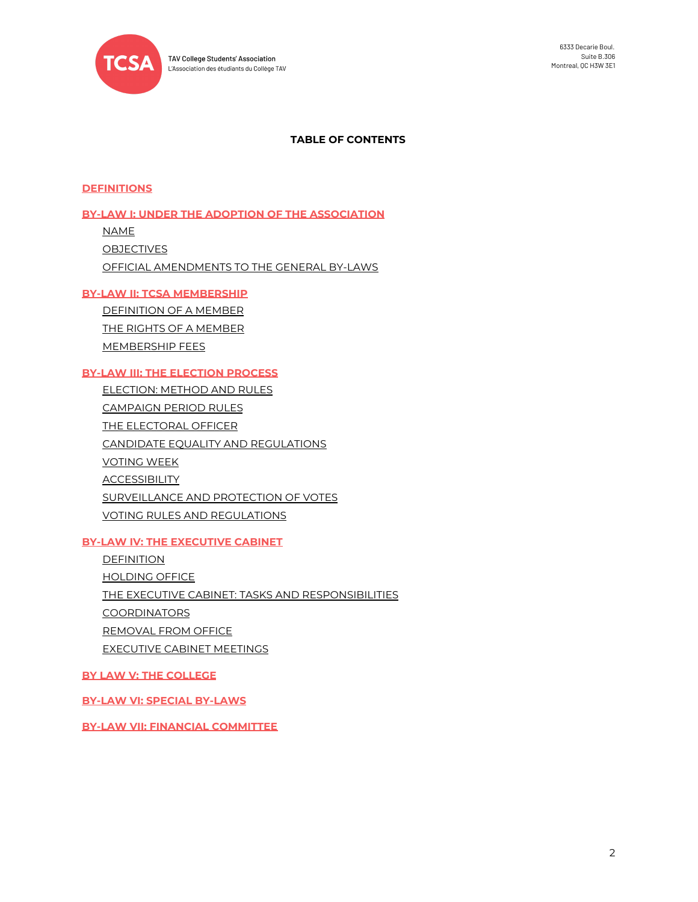**TABLE OF CONTENTS**

**DEFINITIONS**

**BY-LAW I: UNDER THE ADOPTION OF THE ASSOCIATION**

- NAME
- OBJECTIVES
- OFFICIAL AMENDMENTS TO THE GENERAL BY-LAWS

**BY-LAW II: TCSA MEMBERSHIP**

- DEFINITION OF A MEMBER
- THE RIGHTS OF A MEMBER
- MEMBERSHIP FEES

**BY-LAW III: THE ELECTION PROCESS**

- ELECTION: METHOD AND RULES
- CAMPAIGN PERIOD RULES
- THE ELECTORAL OFFICER
- CANDIDATE EQUALITY AND REGULATIONS
- VOTING WEEK
- ACCESSIBILITY
- SURVEILLANCE AND PROTECTION OF VOTES
- VOTING RULES AND REGULATIONS

**BY-LAW IV: THE EXECUTIVE CABINET**

- DEFINITION
- HOLDING OFFICE
- THE EXECUTIVE CABINET: TASKS AND RESPONSIBILITIES
- COORDINATORS
- REMOVAL FROM OFFICE
- EXECUTIVE CABINET MEETINGS

**BY LAW V: THE COLLEGE**

**BY-LAW VI: SPECIAL BY-LAWS**

**BY-LAW VII: FINANCIAL COMMITTEE**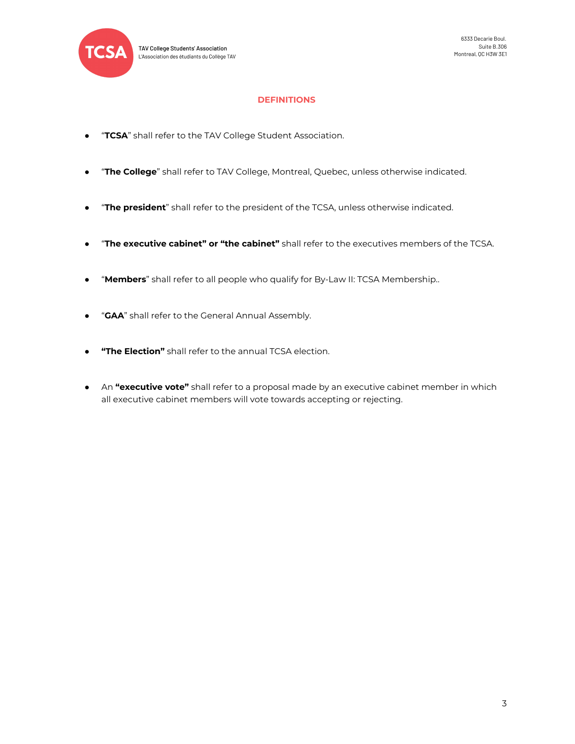## DEFINITIONS

- "**TCSA**" shall refer to the TAV College Student Association.
- "**The College**" shall refer to TAV College, Montreal, Quebec, unless otherwise indicated.
- "**The president**" shall refer to the president of the TCSA, unless otherwise indicated.
- "**The executive cabinet" or "the cabinet"** shall refer to the executives members of the TCSA.
- "**Members**" shall refer to all people who qualify for By-Law II: TCSA Membership..
- "**GAA**" shall refer to the General Annual Assembly.
- **"The Election"** shall refer to the annual TCSA election.
- An **"executive vote"** shall refer to a proposal made by an executive cabinet member in which all executive cabinet members will vote towards accepting or rejecting.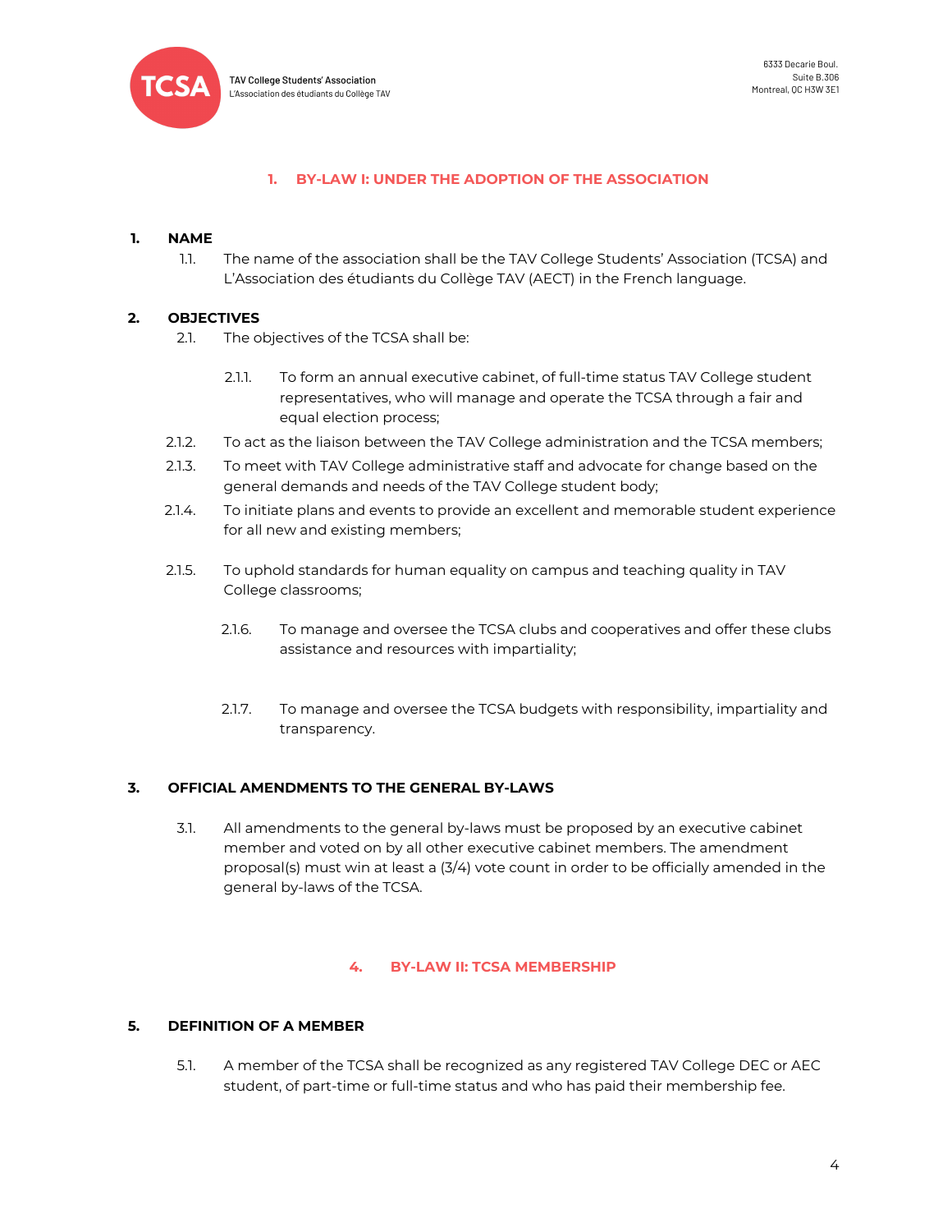## 1. BY-LAW I: UNDER THE ADOPTION OF THE ASSOCIATION

### 1. NAME

1.1. The name of the association shall be the TAV College Students' Association (TCSA) and L'Association des étudiants du Collège TAV (AECT) in the French language.

### 2. OBJECTIVES

2.1. The objectives of the TCSA shall be:

2.1.1. To form an annual executive cabinet, of full-time status TAV College student representatives, who will manage and operate the TCSA through a fair and equal election process;

2.1.2. To act as the liaison between the TAV College administration and the TCSA members;

2.1.3. To meet with TAV College administrative staff and advocate for change based on the general demands and needs of the TAV College student body;

2.1.4. To initiate plans and events to provide an excellent and memorable student experience for all new and existing members;

2.1.5. To uphold standards for human equality on campus and teaching quality in TAV College classrooms;

2.1.6. To manage and oversee the TCSA clubs and cooperatives and offer these clubs assistance and resources with impartiality;

2.1.7. To manage and oversee the TCSA budgets with responsibility, impartiality and transparency.

### 3. OFFICIAL AMENDMENTS TO THE GENERAL BY-LAWS

3.1. All amendments to the general by-laws must be proposed by an executive cabinet member and voted on by all other executive cabinet members. The amendment proposal(s) must win at least a (3/4) vote count in order to be officially amended in the general by-laws of the TCSA.

## 4. BY-LAW II: TCSA MEMBERSHIP

### 5. DEFINITION OF A MEMBER

5.1. A member of the TCSA shall be recognized as any registered TAV College DEC or AEC student, of part-time or full-time status and who has paid their membership fee.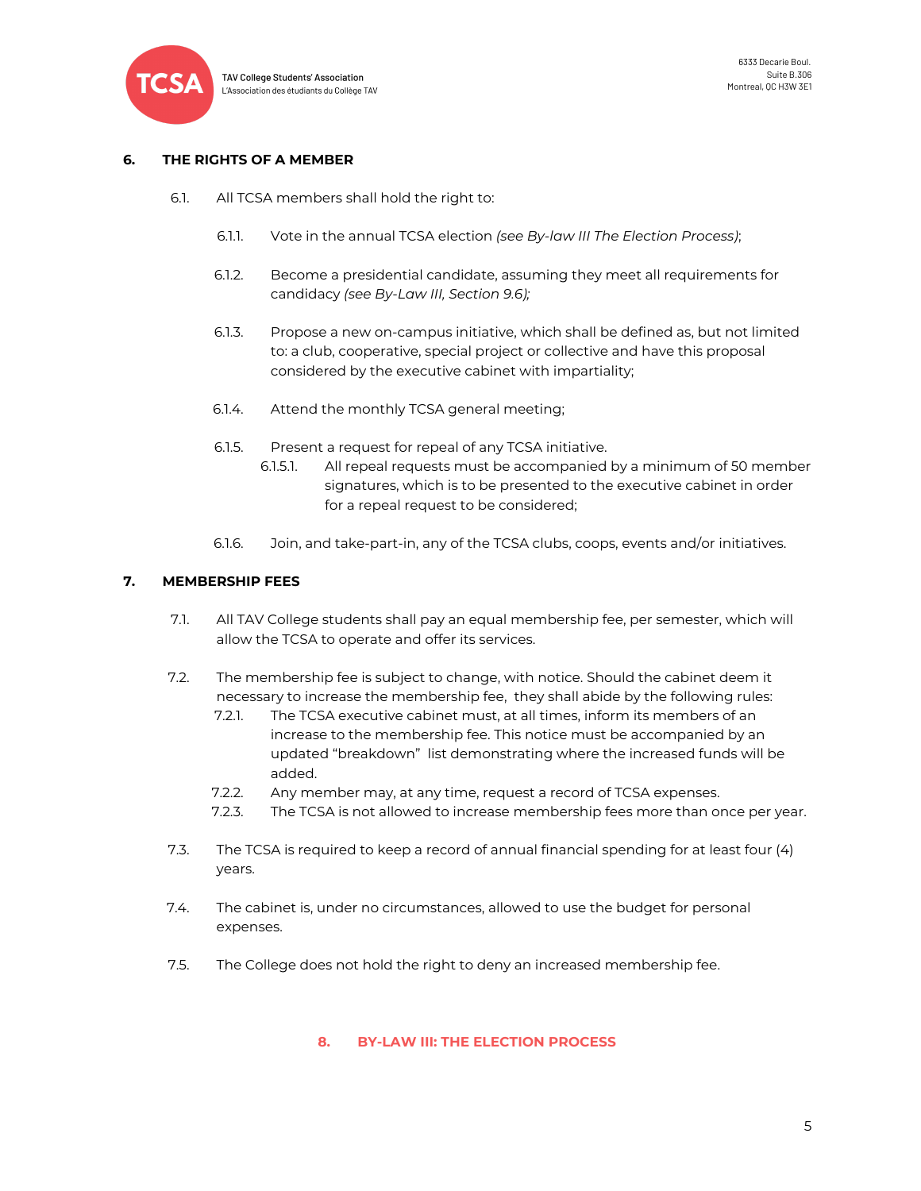## 6. THE RIGHTS OF A MEMBER

6.1. All TCSA members shall hold the right to:

6.1.1. Vote in the annual TCSA election *(see By-law III The Election Process)*;

6.1.2. Become a presidential candidate, assuming they meet all requirements for candidacy *(see By-Law III, Section 9.6);*

6.1.3. Propose a new on-campus initiative, which shall be defined as, but not limited to: a club, cooperative, special project or collective and have this proposal considered by the executive cabinet with impartiality;

6.1.4. Attend the monthly TCSA general meeting;

6.1.5. Present a request for repeal of any TCSA initiative.

6.1.5.1. All repeal requests must be accompanied by a minimum of 50 member signatures, which is to be presented to the executive cabinet in order for a repeal request to be considered;

6.1.6. Join, and take-part-in, any of the TCSA clubs, coops, events and/or initiatives.

## 7. MEMBERSHIP FEES

7.1. All TAV College students shall pay an equal membership fee, per semester, which will allow the TCSA to operate and offer its services.

7.2. The membership fee is subject to change, with notice. Should the cabinet deem it necessary to increase the membership fee, they shall abide by the following rules:

7.2.1. The TCSA executive cabinet must, at all times, inform its members of an increase to the membership fee. This notice must be accompanied by an updated "breakdown" list demonstrating where the increased funds will be added.

7.2.2. Any member may, at any time, request a record of TCSA expenses.

7.2.3. The TCSA is not allowed to increase membership fees more than once per year.

7.3. The TCSA is required to keep a record of annual financial spending for at least four (4) years.

7.4. The cabinet is, under no circumstances, allowed to use the budget for personal expenses.

7.5. The College does not hold the right to deny an increased membership fee.

# 8. BY-LAW III: THE ELECTION PROCESS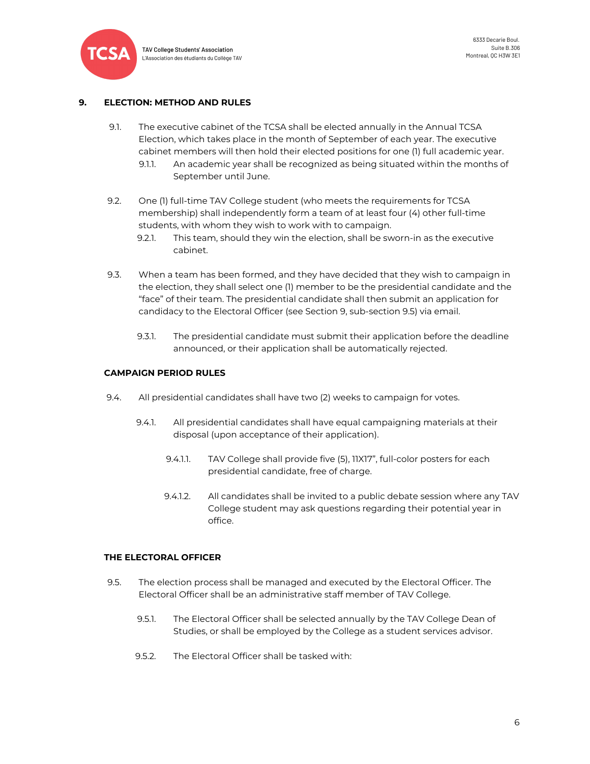## 9. ELECTION: METHOD AND RULES

9.1. The executive cabinet of the TCSA shall be elected annually in the Annual TCSA Election, which takes place in the month of September of each year. The executive cabinet members will then hold their elected positions for one (1) full academic year.

9.1.1. An academic year shall be recognized as being situated within the months of September until June.

9.2. One (1) full-time TAV College student (who meets the requirements for TCSA membership) shall independently form a team of at least four (4) other full-time students, with whom they wish to work with to campaign.

9.2.1. This team, should they win the election, shall be sworn-in as the executive cabinet.

9.3. When a team has been formed, and they have decided that they wish to campaign in the election, they shall select one (1) member to be the presidential candidate and the "face" of their team. The presidential candidate shall then submit an application for candidacy to the Electoral Officer (see Section 9, sub-section 9.5) via email.

9.3.1. The presidential candidate must submit their application before the deadline announced, or their application shall be automatically rejected.

### CAMPAIGN PERIOD RULES

9.4. All presidential candidates shall have two (2) weeks to campaign for votes.

9.4.1. All presidential candidates shall have equal campaigning materials at their disposal (upon acceptance of their application).

9.4.1.1. TAV College shall provide five (5), 11X17", full-color posters for each presidential candidate, free of charge.

9.4.1.2. All candidates shall be invited to a public debate session where any TAV College student may ask questions regarding their potential year in office.

### THE ELECTORAL OFFICER

9.5. The election process shall be managed and executed by the Electoral Officer. The Electoral Officer shall be an administrative staff member of TAV College.

9.5.1. The Electoral Officer shall be selected annually by the TAV College Dean of Studies, or shall be employed by the College as a student services advisor.

9.5.2. The Electoral Officer shall be tasked with: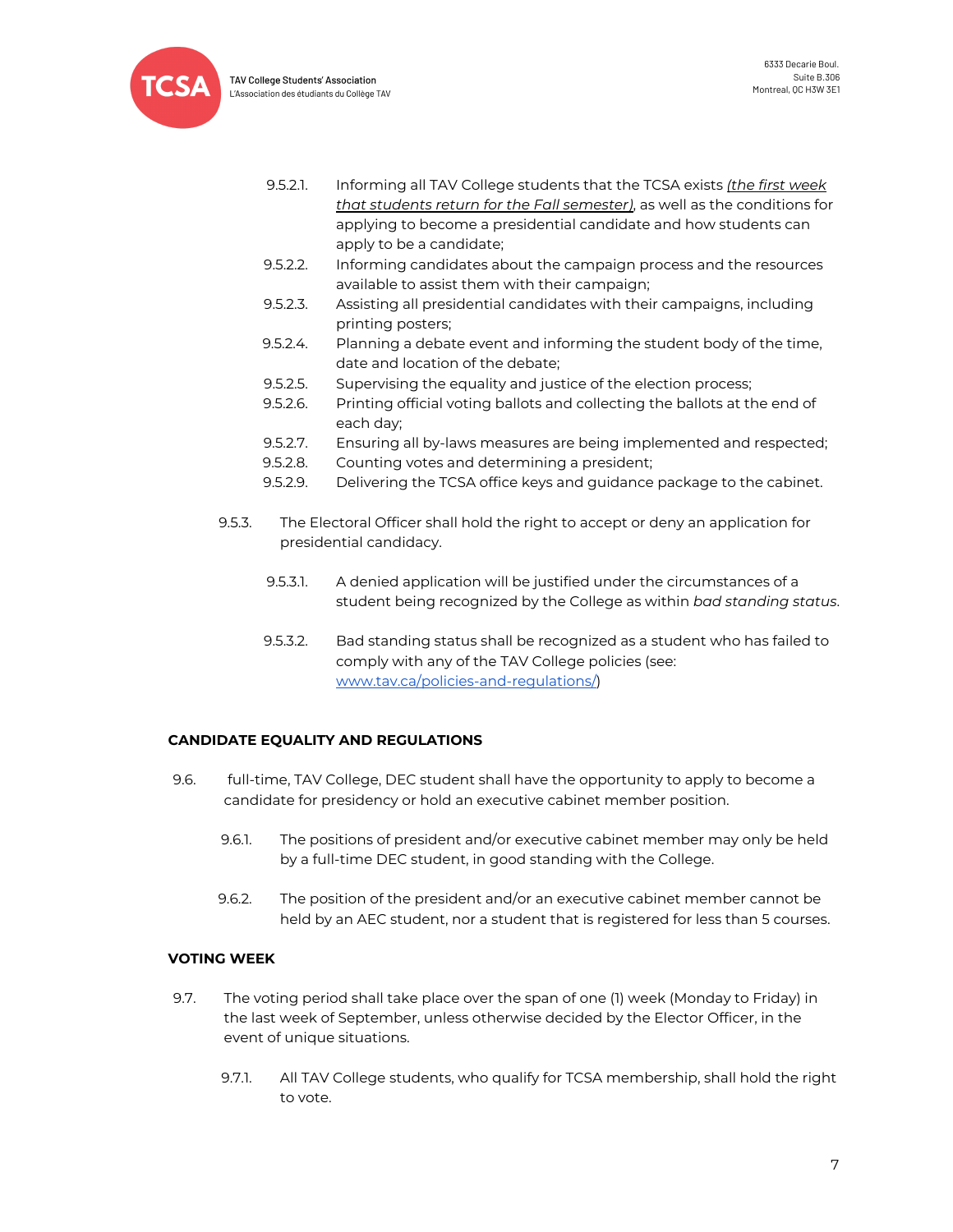9.5.2.1. Informing all TAV College students that the TCSA exists *(the first week that students return for the Fall semester)*, as well as the conditions for applying to become a presidential candidate and how students can apply to be a candidate;

9.5.2.2. Informing candidates about the campaign process and the resources available to assist them with their campaign;

9.5.2.3. Assisting all presidential candidates with their campaigns, including printing posters;

9.5.2.4. Planning a debate event and informing the student body of the time, date and location of the debate;

9.5.2.5. Supervising the equality and justice of the election process;

9.5.2.6. Printing official voting ballots and collecting the ballots at the end of each day;

9.5.2.7. Ensuring all by-laws measures are being implemented and respected;

9.5.2.8. Counting votes and determining a president;

9.5.2.9. Delivering the TCSA office keys and guidance package to the cabinet.

9.5.3. The Electoral Officer shall hold the right to accept or deny an application for presidential candidacy.

9.5.3.1. A denied application will be justified under the circumstances of a student being recognized by the College as within *bad standing status*.

9.5.3.2. Bad standing status shall be recognized as a student who has failed to comply with any of the TAV College policies (see: www.tav.ca/policies-and-regulations/)

**CANDIDATE EQUALITY AND REGULATIONS**

9.6. full-time, TAV College, DEC student shall have the opportunity to apply to become a candidate for presidency or hold an executive cabinet member position.

9.6.1. The positions of president and/or executive cabinet member may only be held by a full-time DEC student, in good standing with the College.

9.6.2. The position of the president and/or an executive cabinet member cannot be held by an AEC student, nor a student that is registered for less than 5 courses.

**VOTING WEEK**

9.7. The voting period shall take place over the span of one (1) week (Monday to Friday) in the last week of September, unless otherwise decided by the Elector Officer, in the event of unique situations.

9.7.1. All TAV College students, who qualify for TCSA membership, shall hold the right to vote.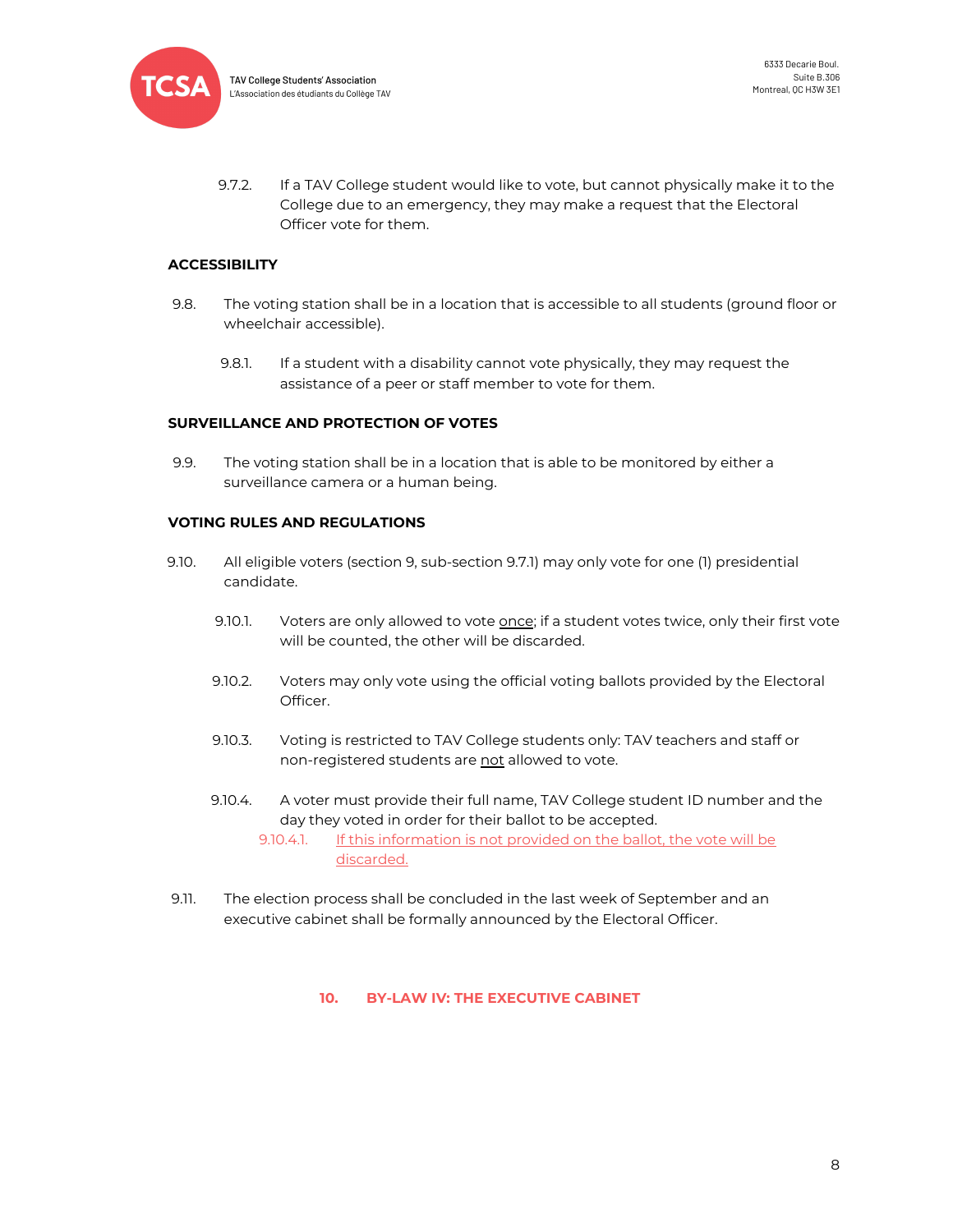9.7.2. If a TAV College student would like to vote, but cannot physically make it to the College due to an emergency, they may make a request that the Electoral Officer vote for them.

**ACCESSIBILITY**

9.8. The voting station shall be in a location that is accessible to all students (ground floor or wheelchair accessible).

9.8.1. If a student with a disability cannot vote physically, they may request the assistance of a peer or staff member to vote for them.

**SURVEILLANCE AND PROTECTION OF VOTES**

9.9. The voting station shall be in a location that is able to be monitored by either a surveillance camera or a human being.

**VOTING RULES AND REGULATIONS**

9.10. All eligible voters (section 9, sub-section 9.7.1) may only vote for one (1) presidential candidate.

9.10.1. Voters are only allowed to vote <u>once</u>; if a student votes twice, only their first vote will be counted, the other will be discarded.

9.10.2. Voters may only vote using the official voting ballots provided by the Electoral Officer.

9.10.3. Voting is restricted to TAV College students only: TAV teachers and staff or non-registered students are <u>not</u> allowed to vote.

9.10.4. A voter must provide their full name, TAV College student ID number and the day they voted in order for their ballot to be accepted.

9.10.4.1. <u>If this information is not provided on the ballot, the vote will be discarded.</u>

9.11. The election process shall be concluded in the last week of September and an executive cabinet shall be formally announced by the Electoral Officer.

## 10. BY-LAW IV: THE EXECUTIVE CABINET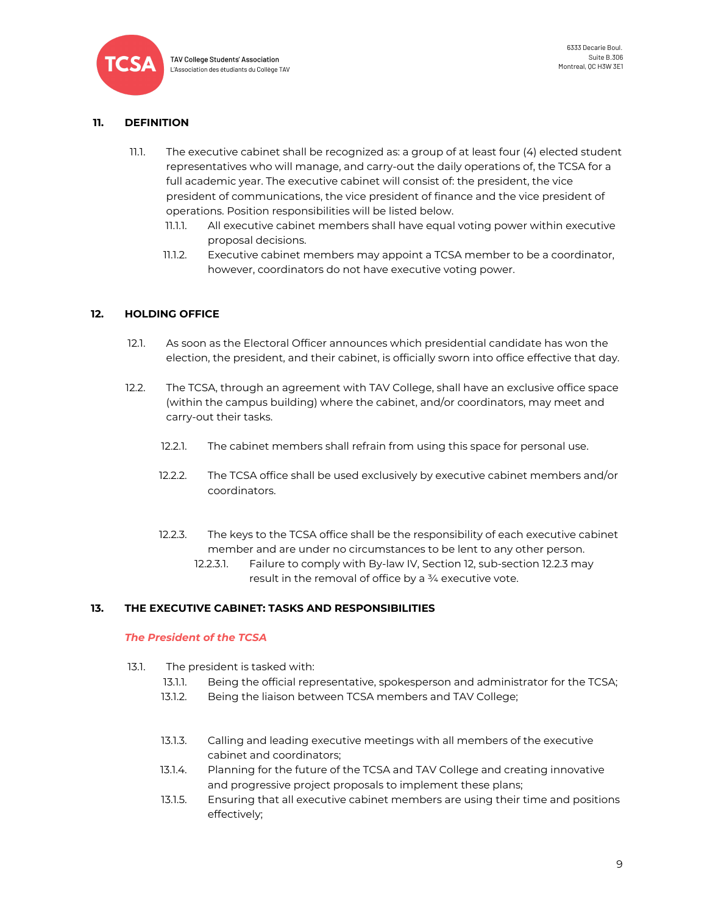## 11. DEFINITION

11.1. The executive cabinet shall be recognized as: a group of at least four (4) elected student representatives who will manage, and carry-out the daily operations of, the TCSA for a full academic year. The executive cabinet will consist of: the president, the vice president of communications, the vice president of finance and the vice president of operations. Position responsibilities will be listed below.

- 11.1.1. All executive cabinet members shall have equal voting power within executive proposal decisions.
- 11.1.2. Executive cabinet members may appoint a TCSA member to be a coordinator, however, coordinators do not have executive voting power.

## 12. HOLDING OFFICE

12.1. As soon as the Electoral Officer announces which presidential candidate has won the election, the president, and their cabinet, is officially sworn into office effective that day.

12.2. The TCSA, through an agreement with TAV College, shall have an exclusive office space (within the campus building) where the cabinet, and/or coordinators, may meet and carry-out their tasks.

- 12.2.1. The cabinet members shall refrain from using this space for personal use.
- 12.2.2. The TCSA office shall be used exclusively by executive cabinet members and/or coordinators.
- 12.2.3. The keys to the TCSA office shall be the responsibility of each executive cabinet member and are under no circumstances to be lent to any other person.
  - 12.2.3.1. Failure to comply with By-law IV, Section 12, sub-section 12.2.3 may result in the removal of office by a ¾ executive vote.

## 13. THE EXECUTIVE CABINET: TASKS AND RESPONSIBILITIES

***The President of the TCSA***

13.1. The president is tasked with:

- 13.1.1. Being the official representative, spokesperson and administrator for the TCSA;
- 13.1.2. Being the liaison between TCSA members and TAV College;
- 13.1.3. Calling and leading executive meetings with all members of the executive cabinet and coordinators;
- 13.1.4. Planning for the future of the TCSA and TAV College and creating innovative and progressive project proposals to implement these plans;
- 13.1.5. Ensuring that all executive cabinet members are using their time and positions effectively;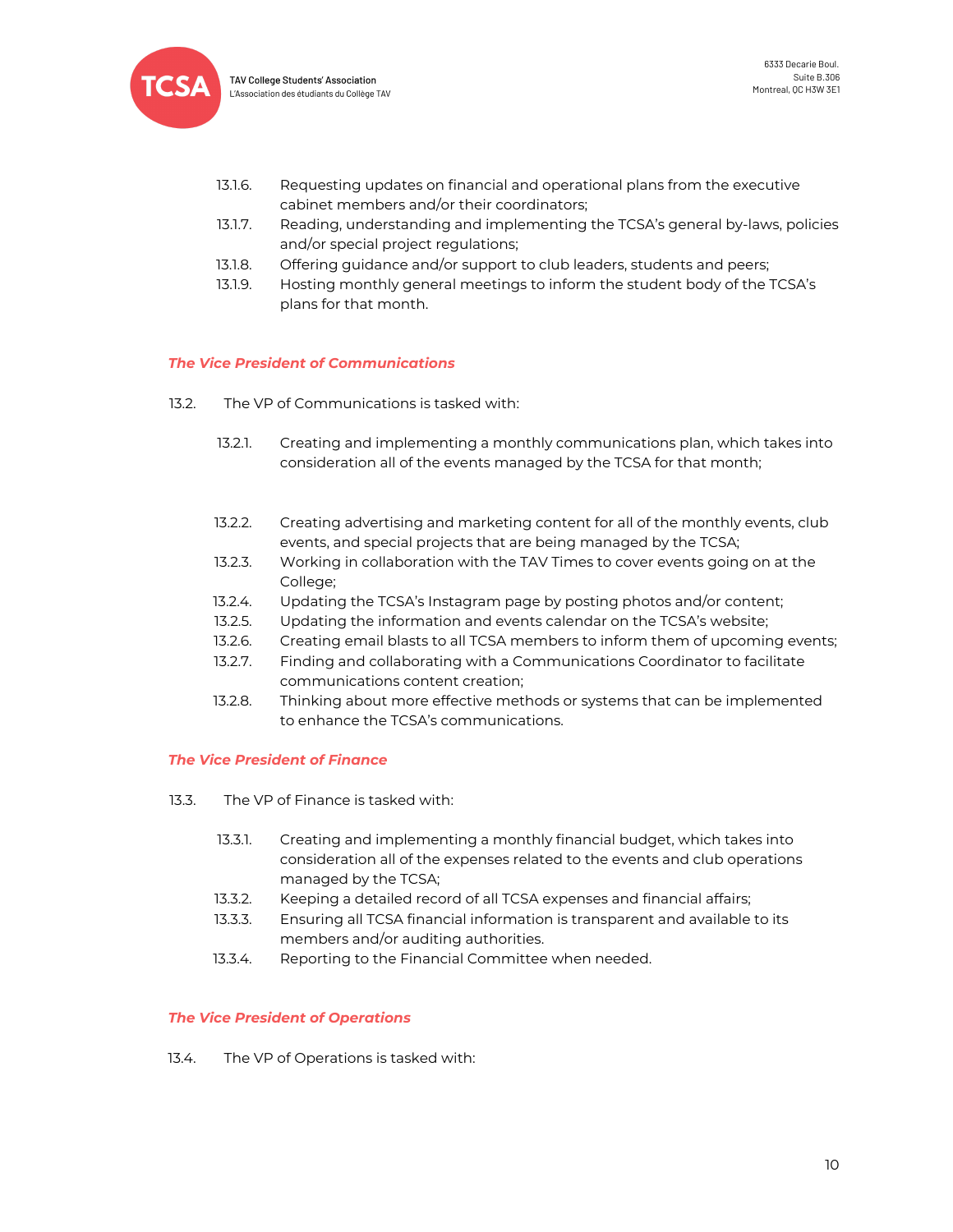13.1.6. Requesting updates on financial and operational plans from the executive cabinet members and/or their coordinators;

13.1.7. Reading, understanding and implementing the TCSA's general by-laws, policies and/or special project regulations;

13.1.8. Offering guidance and/or support to club leaders, students and peers;

13.1.9. Hosting monthly general meetings to inform the student body of the TCSA's plans for that month.

***The Vice President of Communications***

13.2. The VP of Communications is tasked with:

13.2.1. Creating and implementing a monthly communications plan, which takes into consideration all of the events managed by the TCSA for that month;

13.2.2. Creating advertising and marketing content for all of the monthly events, club events, and special projects that are being managed by the TCSA;

13.2.3. Working in collaboration with the TAV Times to cover events going on at the College;

13.2.4. Updating the TCSA's Instagram page by posting photos and/or content;

13.2.5. Updating the information and events calendar on the TCSA's website;

13.2.6. Creating email blasts to all TCSA members to inform them of upcoming events;

13.2.7. Finding and collaborating with a Communications Coordinator to facilitate communications content creation;

13.2.8. Thinking about more effective methods or systems that can be implemented to enhance the TCSA's communications.

***The Vice President of Finance***

13.3. The VP of Finance is tasked with:

13.3.1. Creating and implementing a monthly financial budget, which takes into consideration all of the expenses related to the events and club operations managed by the TCSA;

13.3.2. Keeping a detailed record of all TCSA expenses and financial affairs;

13.3.3. Ensuring all TCSA financial information is transparent and available to its members and/or auditing authorities.

13.3.4. Reporting to the Financial Committee when needed.

***The Vice President of Operations***

13.4. The VP of Operations is tasked with: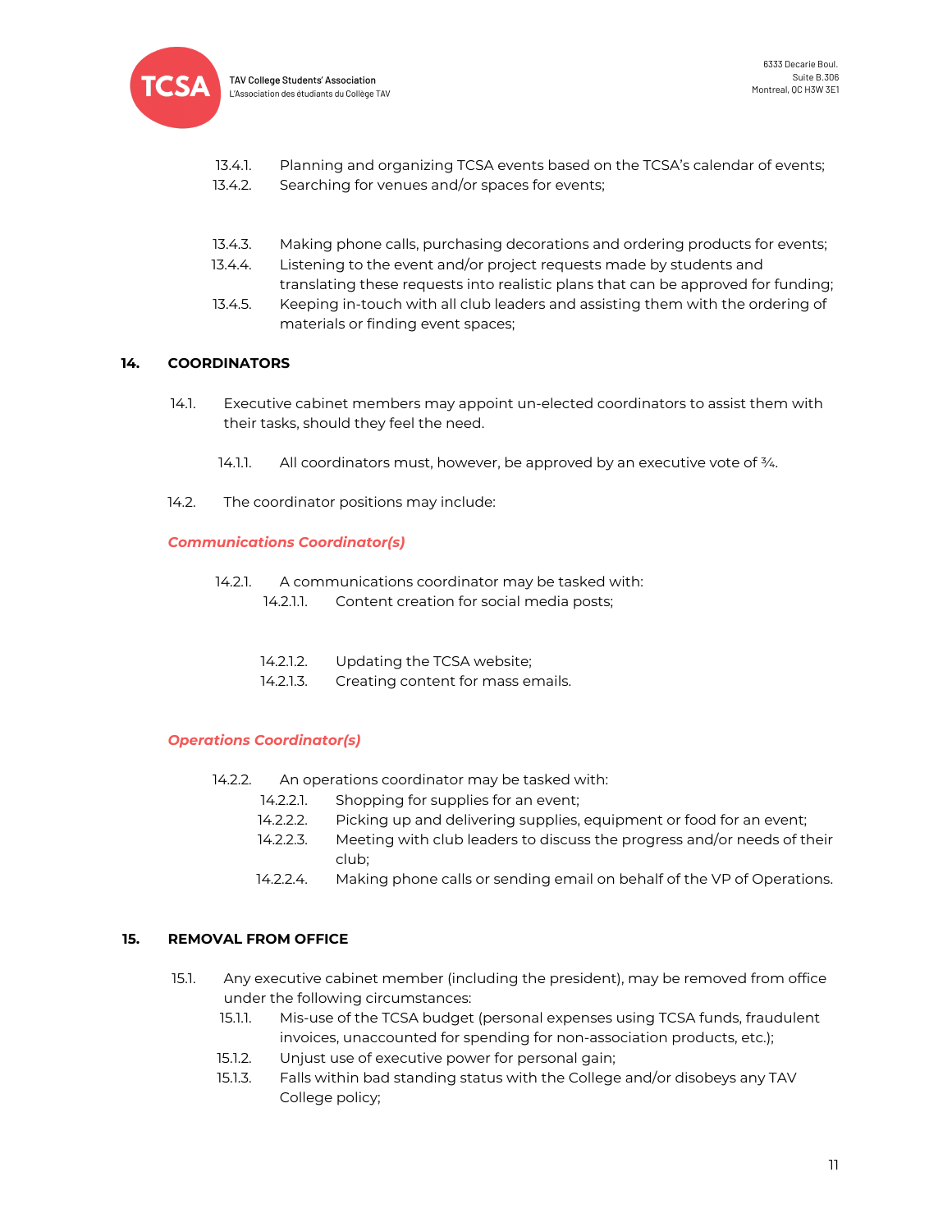13.4.1. Planning and organizing TCSA events based on the TCSA's calendar of events;

13.4.2. Searching for venues and/or spaces for events;

13.4.3. Making phone calls, purchasing decorations and ordering products for events;

13.4.4. Listening to the event and/or project requests made by students and translating these requests into realistic plans that can be approved for funding;

13.4.5. Keeping in-touch with all club leaders and assisting them with the ordering of materials or finding event spaces;

## 14. COORDINATORS

14.1. Executive cabinet members may appoint un-elected coordinators to assist them with their tasks, should they feel the need.

14.1.1. All coordinators must, however, be approved by an executive vote of ¾.

14.2. The coordinator positions may include:

***Communications Coordinator(s)***

14.2.1. A communications coordinator may be tasked with:

14.2.1.1. Content creation for social media posts;

14.2.1.2. Updating the TCSA website;

14.2.1.3. Creating content for mass emails.

***Operations Coordinator(s)***

14.2.2. An operations coordinator may be tasked with:

14.2.2.1. Shopping for supplies for an event;

14.2.2.2. Picking up and delivering supplies, equipment or food for an event;

14.2.2.3. Meeting with club leaders to discuss the progress and/or needs of their club;

14.2.2.4. Making phone calls or sending email on behalf of the VP of Operations.

## 15. REMOVAL FROM OFFICE

15.1. Any executive cabinet member (including the president), may be removed from office under the following circumstances:

15.1.1. Mis-use of the TCSA budget (personal expenses using TCSA funds, fraudulent invoices, unaccounted for spending for non-association products, etc.);

15.1.2. Unjust use of executive power for personal gain;

15.1.3. Falls within bad standing status with the College and/or disobeys any TAV College policy;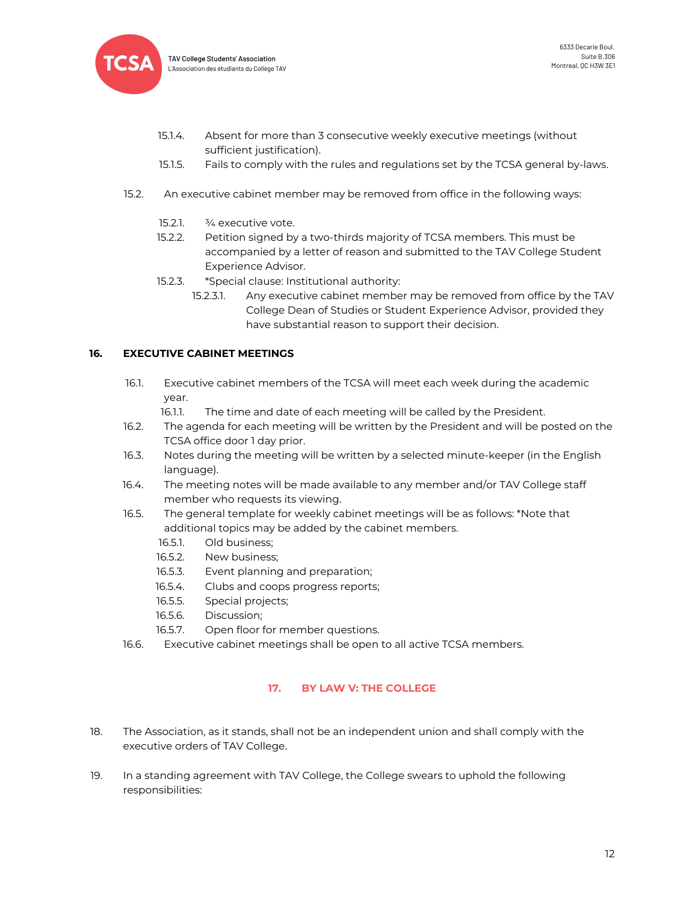15.1.4. Absent for more than 3 consecutive weekly executive meetings (without sufficient justification).

15.1.5. Fails to comply with the rules and regulations set by the TCSA general by-laws.

15.2. An executive cabinet member may be removed from office in the following ways:

15.2.1. ¾ executive vote.

15.2.2. Petition signed by a two-thirds majority of TCSA members. This must be accompanied by a letter of reason and submitted to the TAV College Student Experience Advisor.

15.2.3. *Special clause: Institutional authority:

15.2.3.1. Any executive cabinet member may be removed from office by the TAV College Dean of Studies or Student Experience Advisor, provided they have substantial reason to support their decision.

## 16. EXECUTIVE CABINET MEETINGS

16.1. Executive cabinet members of the TCSA will meet each week during the academic year.

16.1.1. The time and date of each meeting will be called by the President.

16.2. The agenda for each meeting will be written by the President and will be posted on the TCSA office door 1 day prior.

16.3. Notes during the meeting will be written by a selected minute-keeper (in the English language).

16.4. The meeting notes will be made available to any member and/or TAV College staff member who requests its viewing.

16.5. The general template for weekly cabinet meetings will be as follows: *Note that additional topics may be added by the cabinet members.

16.5.1. Old business;

16.5.2. New business;

16.5.3. Event planning and preparation;

16.5.4. Clubs and coops progress reports;

16.5.5. Special projects;

16.5.6. Discussion;

16.5.7. Open floor for member questions.

16.6. Executive cabinet meetings shall be open to all active TCSA members.

## 17. BY LAW V: THE COLLEGE

18. The Association, as it stands, shall not be an independent union and shall comply with the executive orders of TAV College.

19. In a standing agreement with TAV College, the College swears to uphold the following responsibilities: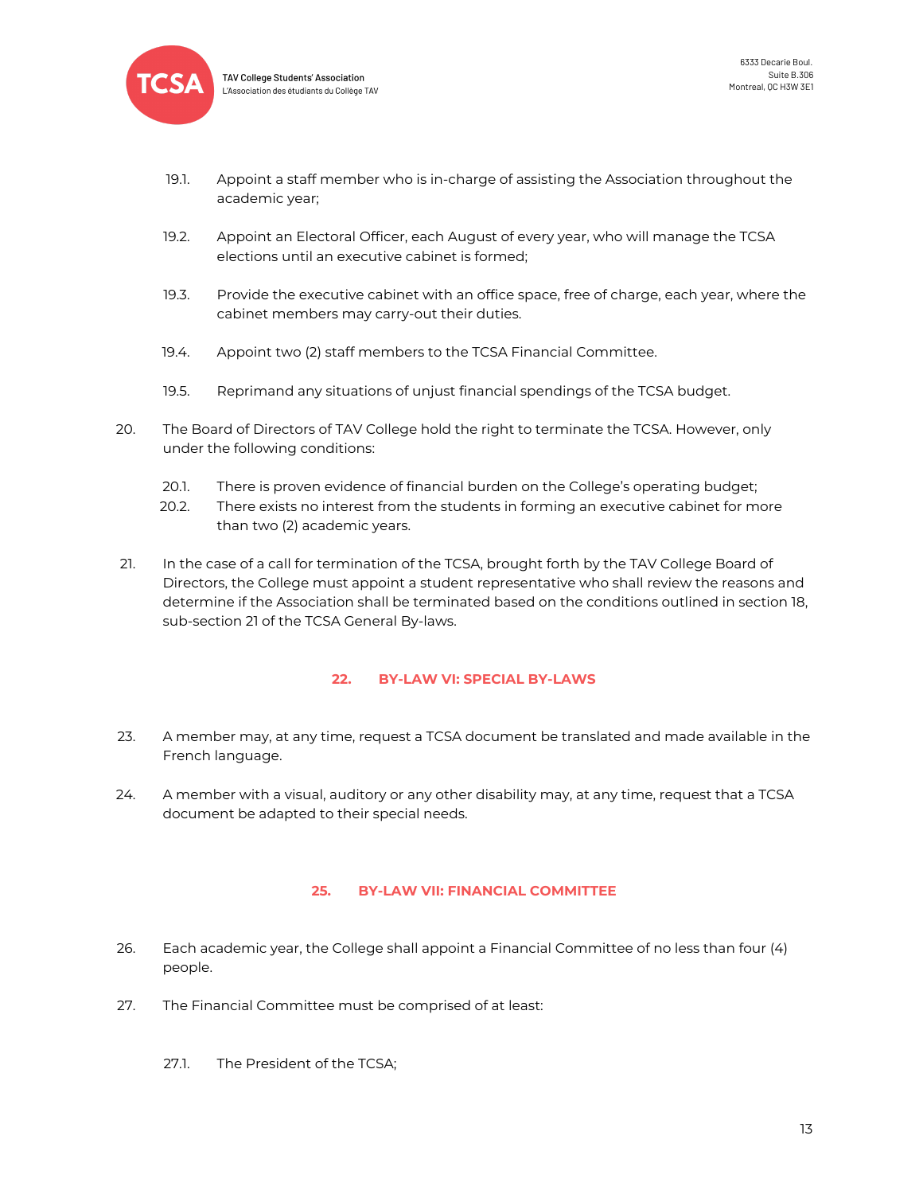19.1. Appoint a staff member who is in-charge of assisting the Association throughout the academic year;

19.2. Appoint an Electoral Officer, each August of every year, who will manage the TCSA elections until an executive cabinet is formed;

19.3. Provide the executive cabinet with an office space, free of charge, each year, where the cabinet members may carry-out their duties.

19.4. Appoint two (2) staff members to the TCSA Financial Committee.

19.5. Reprimand any situations of unjust financial spendings of the TCSA budget.

20. The Board of Directors of TAV College hold the right to terminate the TCSA. However, only under the following conditions:

20.1. There is proven evidence of financial burden on the College's operating budget;

20.2. There exists no interest from the students in forming an executive cabinet for more than two (2) academic years.

21. In the case of a call for termination of the TCSA, brought forth by the TAV College Board of Directors, the College must appoint a student representative who shall review the reasons and determine if the Association shall be terminated based on the conditions outlined in section 18, sub-section 21 of the TCSA General By-laws.

## 22. BY-LAW VI: SPECIAL BY-LAWS

23. A member may, at any time, request a TCSA document be translated and made available in the French language.

24. A member with a visual, auditory or any other disability may, at any time, request that a TCSA document be adapted to their special needs.

## 25. BY-LAW VII: FINANCIAL COMMITTEE

26. Each academic year, the College shall appoint a Financial Committee of no less than four (4) people.

27. The Financial Committee must be comprised of at least:

27.1. The President of the TCSA;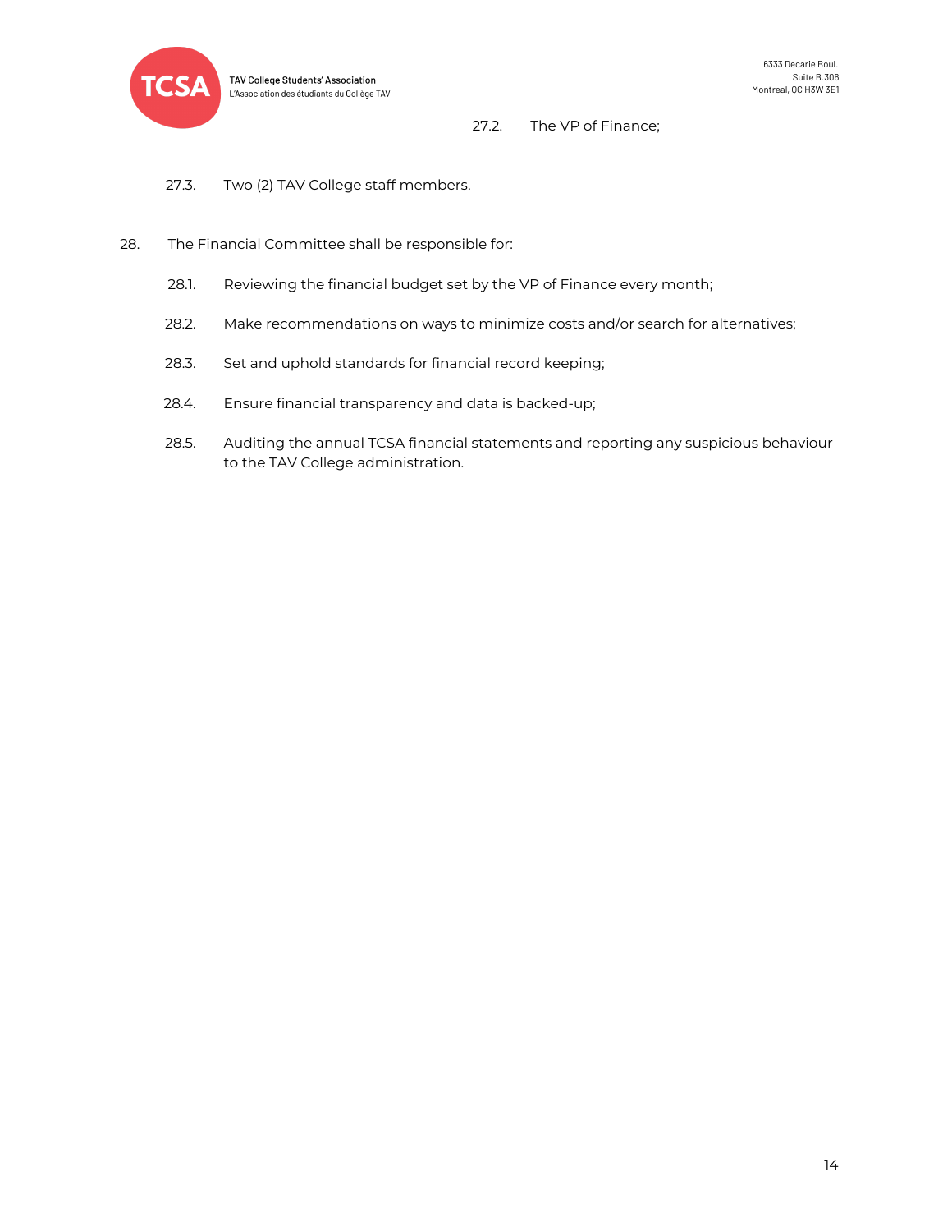27.2. The VP of Finance;

27.3. Two (2) TAV College staff members.

28. The Financial Committee shall be responsible for:

    28.1. Reviewing the financial budget set by the VP of Finance every month;

    28.2. Make recommendations on ways to minimize costs and/or search for alternatives;

    28.3. Set and uphold standards for financial record keeping;

    28.4. Ensure financial transparency and data is backed-up;

    28.5. Auditing the annual TCSA financial statements and reporting any suspicious behaviour to the TAV College administration.